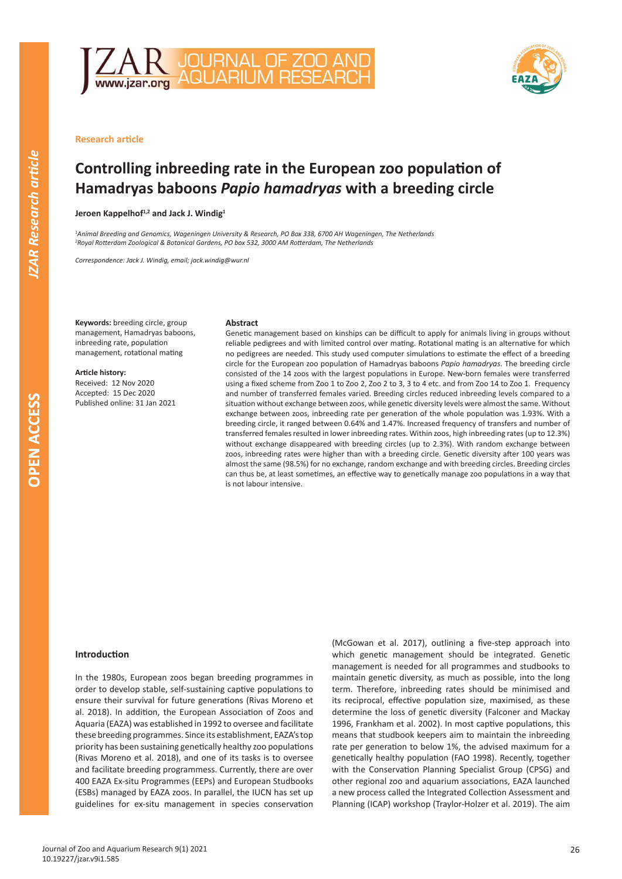**Research article**

# Controlling inbreeding rate in the European zoo population of Hamadryas baboons *Papio hamadryas* with a breeding circle

**Jeroen Kappelhof[1,2] and Jack J. Windig[1]**

*[1]Animal Breeding and Genomics, Wageningen University & Research, PO Box 338, 6700 AH Wageningen, The Netherlands*
*[2]Royal Rotterdam Zoological & Botanical Gardens, PO box 532, 3000 AM Rotterdam, The Netherlands*

*Correspondence: Jack J. Windig, email; jack.windig@wur.nl*

**Keywords:** breeding circle, group management, Hamadryas baboons, inbreeding rate, population management, rotational mating

**Article history:**
Received: 12 Nov 2020
Accepted: 15 Dec 2020
Published online: 31 Jan 2021

**Abstract**

Genetic management based on kinships can be difficult to apply for animals living in groups without reliable pedigrees and with limited control over mating. Rotational mating is an alternative for which no pedigrees are needed. This study used computer simulations to estimate the effect of a breeding circle for the European zoo population of Hamadryas baboons *Papio hamadryas*. The breeding circle consisted of the 14 zoos with the largest populations in Europe. New-born females were transferred using a fixed scheme from Zoo 1 to Zoo 2, Zoo 2 to 3, 3 to 4 etc. and from Zoo 14 to Zoo 1. Frequency and number of transferred females varied. Breeding circles reduced inbreeding levels compared to a situation without exchange between zoos, while genetic diversity levels were almost the same. Without exchange between zoos, inbreeding rate per generation of the whole population was 1.93%. With a breeding circle, it ranged between 0.64% and 1.47%. Increased frequency of transfers and number of transferred females resulted in lower inbreeding rates. Within zoos, high inbreeding rates (up to 12.3%) without exchange disappeared with breeding circles (up to 2.3%). With random exchange between zoos, inbreeding rates were higher than with a breeding circle. Genetic diversity after 100 years was almost the same (98.5%) for no exchange, random exchange and with breeding circles. Breeding circles can thus be, at least sometimes, an effective way to genetically manage zoo populations in a way that is not labour intensive.

## Introduction

In the 1980s, European zoos began breeding programmes in order to develop stable, self-sustaining captive populations to ensure their survival for future generations (Rivas Moreno et al. 2018). In addition, the European Association of Zoos and Aquaria (EAZA) was established in 1992 to oversee and facilitate these breeding programmes. Since its establishment, EAZA's top priority has been sustaining genetically healthy zoo populations (Rivas Moreno et al. 2018), and one of its tasks is to oversee and facilitate breeding programmess. Currently, there are over 400 EAZA Ex-situ Programmes (EEPs) and European Studbooks (ESBs) managed by EAZA zoos. In parallel, the IUCN has set up guidelines for ex-situ management in species conservation (McGowan et al. 2017), outlining a five-step approach into which genetic management should be integrated. Genetic management is needed for all programmes and studbooks to maintain genetic diversity, as much as possible, into the long term. Therefore, inbreeding rates should be minimised and its reciprocal, effective population size, maximised, as these determine the loss of genetic diversity (Falconer and Mackay 1996, Frankham et al. 2002). In most captive populations, this means that studbook keepers aim to maintain the inbreeding rate per generation to below 1%, the advised maximum for a genetically healthy population (FAO 1998). Recently, together with the Conservation Planning Specialist Group (CPSG) and other regional zoo and aquarium associations, EAZA launched a new process called the Integrated Collection Assessment and Planning (ICAP) workshop (Traylor-Holzer et al. 2019). The aim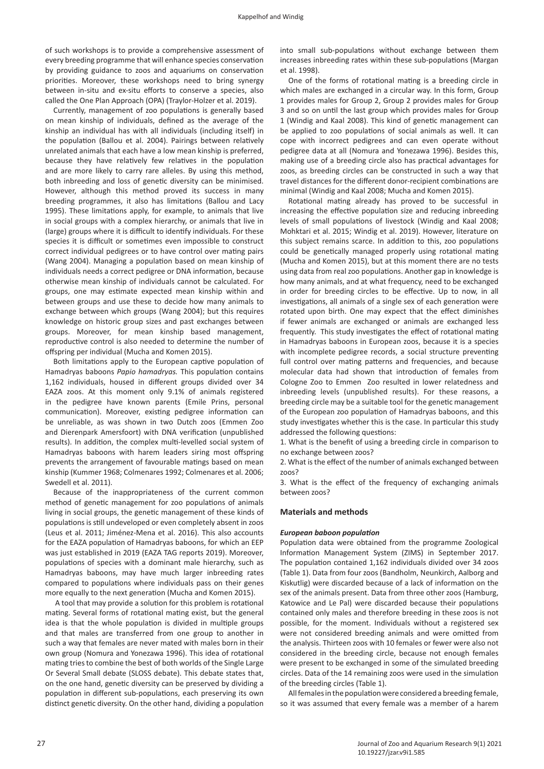of such workshops is to provide a comprehensive assessment of every breeding programme that will enhance species conservation by providing guidance to zoos and aquariums on conservation priorities. Moreover, these workshops need to bring synergy between in-situ and ex-situ efforts to conserve a species, also called the One Plan Approach (OPA) (Traylor-Holzer et al. 2019).

Currently, management of zoo populations is generally based on mean kinship of individuals, defined as the average of the kinship an individual has with all individuals (including itself) in the population (Ballou et al. 2004). Pairings between relatively unrelated animals that each have a low mean kinship is preferred, because they have relatively few relatives in the population and are more likely to carry rare alleles. By using this method, both inbreeding and loss of genetic diversity can be minimised. However, although this method proved its success in many breeding programmes, it also has limitations (Ballou and Lacy 1995). These limitations apply, for example, to animals that live in social groups with a complex hierarchy, or animals that live in (large) groups where it is difficult to identify individuals. For these species it is difficult or sometimes even impossible to construct correct individual pedigrees or to have control over mating pairs (Wang 2004). Managing a population based on mean kinship of individuals needs a correct pedigree or DNA information, because otherwise mean kinship of individuals cannot be calculated. For groups, one may estimate expected mean kinship within and between groups and use these to decide how many animals to exchange between which groups (Wang 2004); but this requires knowledge on historic group sizes and past exchanges between groups. Moreover, for mean kinship based management, reproductive control is also needed to determine the number of offspring per individual (Mucha and Komen 2015).

Both limitations apply to the European captive population of Hamadryas baboons *Papio hamadryas.* This population contains 1,162 individuals, housed in different groups divided over 34 EAZA zoos. At this moment only 9.1% of animals registered in the pedigree have known parents (Emile Prins, personal communication). Moreover, existing pedigree information can be unreliable, as was shown in two Dutch zoos (Emmen Zoo and Dierenpark Amersfoort) with DNA verification (unpublished results). In addition, the complex multi-levelled social system of Hamadryas baboons with harem leaders siring most offspring prevents the arrangement of favourable matings based on mean kinship (Kummer 1968; Colmenares 1992; Colmenares et al. 2006; Swedell et al. 2011).

Because of the inappropriateness of the current common method of genetic management for zoo populations of animals living in social groups, the genetic management of these kinds of populations is still undeveloped or even completely absent in zoos (Leus et al. 2011; Jiménez-Mena et al. 2016). This also accounts for the EAZA population of Hamadryas baboons, for which an EEP was just established in 2019 (EAZA TAG reports 2019). Moreover, populations of species with a dominant male hierarchy, such as Hamadryas baboons, may have much larger inbreeding rates compared to populations where individuals pass on their genes more equally to the next generation (Mucha and Komen 2015).

A tool that may provide a solution for this problem is rotational mating. Several forms of rotational mating exist, but the general idea is that the whole population is divided in multiple groups and that males are transferred from one group to another in such a way that females are never mated with males born in their own group (Nomura and Yonezawa 1996). This idea of rotational mating tries to combine the best of both worlds of the Single Large Or Several Small debate (SLOSS debate). This debate states that, on the one hand, genetic diversity can be preserved by dividing a population in different sub-populations, each preserving its own distinct genetic diversity. On the other hand, dividing a population into small sub-populations without exchange between them increases inbreeding rates within these sub-populations (Margan et al. 1998).

One of the forms of rotational mating is a breeding circle in which males are exchanged in a circular way. In this form, Group 1 provides males for Group 2, Group 2 provides males for Group 3 and so on until the last group which provides males for Group 1 (Windig and Kaal 2008). This kind of genetic management can be applied to zoo populations of social animals as well. It can cope with incorrect pedigrees and can even operate without pedigree data at all (Nomura and Yonezawa 1996). Besides this, making use of a breeding circle also has practical advantages for zoos, as breeding circles can be constructed in such a way that travel distances for the different donor-recipient combinations are minimal (Windig and Kaal 2008; Mucha and Komen 2015).

Rotational mating already has proved to be successful in increasing the effective population size and reducing inbreeding levels of small populations of livestock (Windig and Kaal 2008; Mohktari et al. 2015; Windig et al. 2019). However, literature on this subject remains scarce. In addition to this, zoo populations could be genetically managed properly using rotational mating (Mucha and Komen 2015), but at this moment there are no tests using data from real zoo populations. Another gap in knowledge is how many animals, and at what frequency, need to be exchanged in order for breeding circles to be effective. Up to now, in all investigations, all animals of a single sex of each generation were rotated upon birth. One may expect that the effect diminishes if fewer animals are exchanged or animals are exchanged less frequently. This study investigates the effect of rotational mating in Hamadryas baboons in European zoos, because it is a species with incomplete pedigree records, a social structure preventing full control over mating patterns and frequencies, and because molecular data had shown that introduction of females from Cologne Zoo to Emmen Zoo resulted in lower relatedness and inbreeding levels (unpublished results). For these reasons, a breeding circle may be a suitable tool for the genetic management of the European zoo population of Hamadryas baboons, and this study investigates whether this is the case. In particular this study addressed the following questions:

1. What is the benefit of using a breeding circle in comparison to no exchange between zoos?
2. What is the effect of the number of animals exchanged between zoos?
3. What is the effect of the frequency of exchanging animals between zoos?

## Materials and methods

### *European baboon population*

Population data were obtained from the programme Zoological Information Management System (ZIMS) in September 2017. The population contained 1,162 individuals divided over 34 zoos (Table 1). Data from four zoos (Bandholm, Neunkirch, Aalborg and Kiskutlig) were discarded because of a lack of information on the sex of the animals present. Data from three other zoos (Hamburg, Katowice and Le Pal) were discarded because their populations contained only males and therefore breeding in these zoos is not possible, for the moment. Individuals without a registered sex were not considered breeding animals and were omitted from the analysis. Thirteen zoos with 10 females or fewer were also not considered in the breeding circle, because not enough females were present to be exchanged in some of the simulated breeding circles. Data of the 14 remaining zoos were used in the simulation of the breeding circles (Table 1).

All females in the population were considered a breeding female, so it was assumed that every female was a member of a harem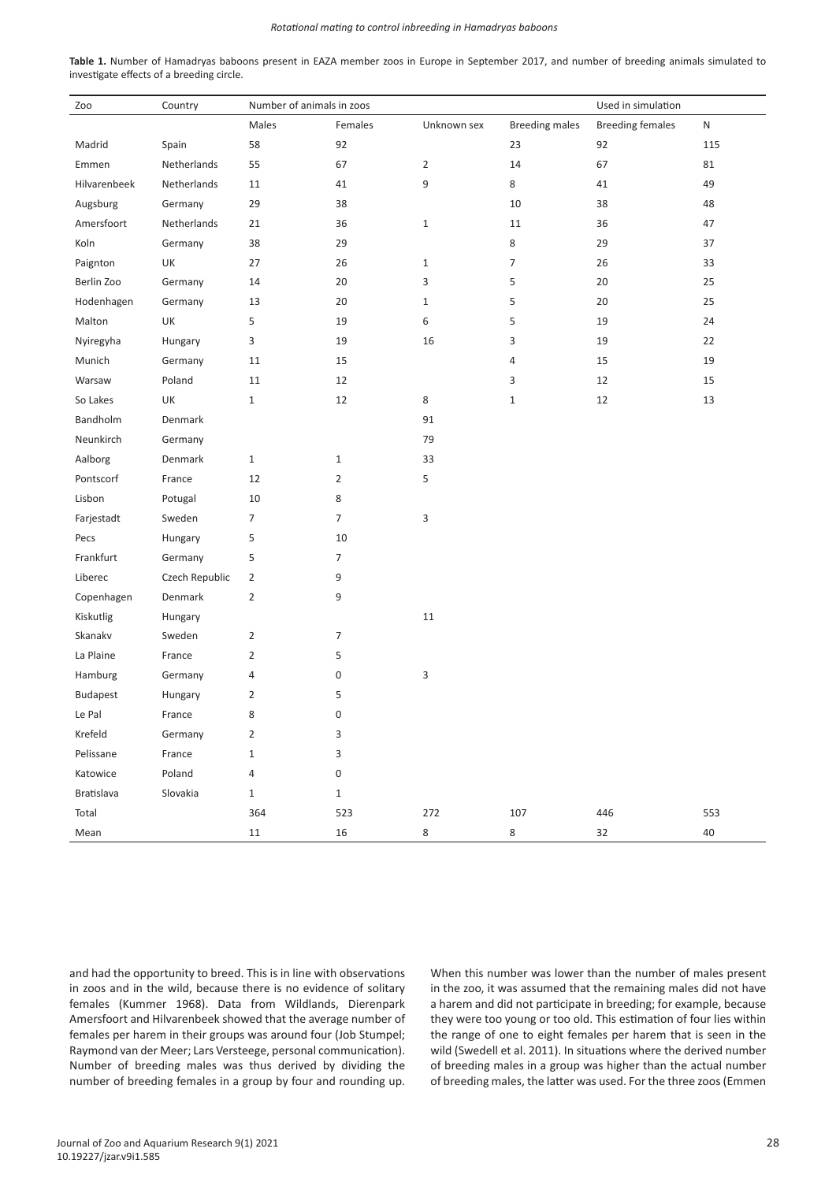**Table 1.** Number of Hamadryas baboons present in EAZA member zoos in Europe in September 2017, and number of breeding animals simulated to investigate effects of a breeding circle.

| Zoo | Country | Number of animals in zoos | | | Used in simulation | | |
|---|---|---|---|---|---|---|---|
| | | Males | Females | Unknown sex | Breeding males | Breeding females | N |
| Madrid | Spain | 58 | 92 | | 23 | 92 | 115 |
| Emmen | Netherlands | 55 | 67 | 2 | 14 | 67 | 81 |
| Hilvarenbeek | Netherlands | 11 | 41 | 9 | 8 | 41 | 49 |
| Augsburg | Germany | 29 | 38 | | 10 | 38 | 48 |
| Amersfoort | Netherlands | 21 | 36 | 1 | 11 | 36 | 47 |
| Koln | Germany | 38 | 29 | | 8 | 29 | 37 |
| Paignton | UK | 27 | 26 | 1 | 7 | 26 | 33 |
| Berlin Zoo | Germany | 14 | 20 | 3 | 5 | 20 | 25 |
| Hodenhagen | Germany | 13 | 20 | 1 | 5 | 20 | 25 |
| Malton | UK | 5 | 19 | 6 | 5 | 19 | 24 |
| Nyiregyha | Hungary | 3 | 19 | 16 | 3 | 19 | 22 |
| Munich | Germany | 11 | 15 | | 4 | 15 | 19 |
| Warsaw | Poland | 11 | 12 | | 3 | 12 | 15 |
| So Lakes | UK | 1 | 12 | 8 | 1 | 12 | 13 |
| Bandholm | Denmark | | | 91 | | | |
| Neunkirch | Germany | | | 79 | | | |
| Aalborg | Denmark | 1 | 1 | 33 | | | |
| Pontscorf | France | 12 | 2 | 5 | | | |
| Lisbon | Potugal | 10 | 8 | | | | |
| Farjestadt | Sweden | 7 | 7 | 3 | | | |
| Pecs | Hungary | 5 | 10 | | | | |
| Frankfurt | Germany | 5 | 7 | | | | |
| Liberec | Czech Republic | 2 | 9 | | | | |
| Copenhagen | Denmark | 2 | 9 | | | | |
| Kiskutlig | Hungary | | | 11 | | | |
| Skanakv | Sweden | 2 | 7 | | | | |
| La Plaine | France | 2 | 5 | | | | |
| Hamburg | Germany | 4 | 0 | 3 | | | |
| Budapest | Hungary | 2 | 5 | | | | |
| Le Pal | France | 8 | 0 | | | | |
| Krefeld | Germany | 2 | 3 | | | | |
| Pelissane | France | 1 | 3 | | | | |
| Katowice | Poland | 4 | 0 | | | | |
| Bratislava | Slovakia | 1 | 1 | | | | |
| Total | | 364 | 523 | 272 | 107 | 446 | 553 |
| Mean | | 11 | 16 | 8 | 8 | 32 | 40 |

and had the opportunity to breed. This is in line with observations in zoos and in the wild, because there is no evidence of solitary females (Kummer 1968). Data from Wildlands, Dierenpark Amersfoort and Hilvarenbeek showed that the average number of females per harem in their groups was around four (Job Stumpel; Raymond van der Meer; Lars Versteege, personal communication). Number of breeding males was thus derived by dividing the number of breeding females in a group by four and rounding up. When this number was lower than the number of males present in the zoo, it was assumed that the remaining males did not have a harem and did not participate in breeding; for example, because they were too young or too old. This estimation of four lies within the range of one to eight females per harem that is seen in the wild (Swedell et al. 2011). In situations where the derived number of breeding males in a group was higher than the actual number of breeding males, the latter was used. For the three zoos (Emmen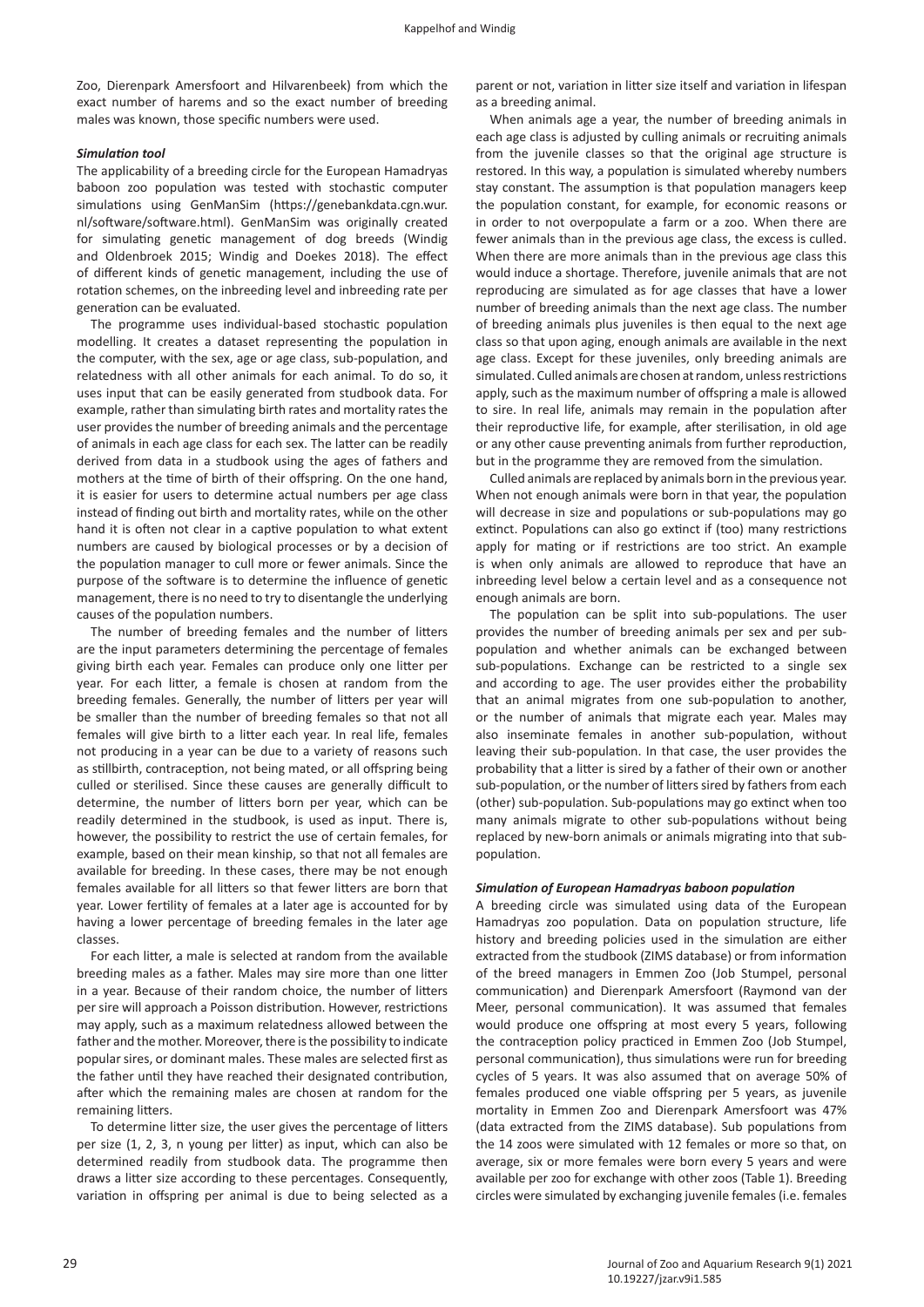Zoo, Dierenpark Amersfoort and Hilvarenbeek) from which the exact number of harems and so the exact number of breeding males was known, those specific numbers were used.

### *Simulation tool*

The applicability of a breeding circle for the European Hamadryas baboon zoo population was tested with stochastic computer simulations using GenManSim (https://genebankdata.cgn.wur.nl/software/software.html). GenManSim was originally created for simulating genetic management of dog breeds (Windig and Oldenbroek 2015; Windig and Doekes 2018). The effect of different kinds of genetic management, including the use of rotation schemes, on the inbreeding level and inbreeding rate per generation can be evaluated.

The programme uses individual-based stochastic population modelling. It creates a dataset representing the population in the computer, with the sex, age or age class, sub-population, and relatedness with all other animals for each animal. To do so, it uses input that can be easily generated from studbook data. For example, rather than simulating birth rates and mortality rates the user provides the number of breeding animals and the percentage of animals in each age class for each sex. The latter can be readily derived from data in a studbook using the ages of fathers and mothers at the time of birth of their offspring. On the one hand, it is easier for users to determine actual numbers per age class instead of finding out birth and mortality rates, while on the other hand it is often not clear in a captive population to what extent numbers are caused by biological processes or by a decision of the population manager to cull more or fewer animals. Since the purpose of the software is to determine the influence of genetic management, there is no need to try to disentangle the underlying causes of the population numbers.

The number of breeding females and the number of litters are the input parameters determining the percentage of females giving birth each year. Females can produce only one litter per year. For each litter, a female is chosen at random from the breeding females. Generally, the number of litters per year will be smaller than the number of breeding females so that not all females will give birth to a litter each year. In real life, females not producing in a year can be due to a variety of reasons such as stillbirth, contraception, not being mated, or all offspring being culled or sterilised. Since these causes are generally difficult to determine, the number of litters born per year, which can be readily determined in the studbook, is used as input. There is, however, the possibility to restrict the use of certain females, for example, based on their mean kinship, so that not all females are available for breeding. In these cases, there may be not enough females available for all litters so that fewer litters are born that year. Lower fertility of females at a later age is accounted for by having a lower percentage of breeding females in the later age classes.

For each litter, a male is selected at random from the available breeding males as a father. Males may sire more than one litter in a year. Because of their random choice, the number of litters per sire will approach a Poisson distribution. However, restrictions may apply, such as a maximum relatedness allowed between the father and the mother. Moreover, there is the possibility to indicate popular sires, or dominant males. These males are selected first as the father until they have reached their designated contribution, after which the remaining males are chosen at random for the remaining litters.

To determine litter size, the user gives the percentage of litters per size (1, 2, 3, n young per litter) as input, which can also be determined readily from studbook data. The programme then draws a litter size according to these percentages. Consequently, variation in offspring per animal is due to being selected as a parent or not, variation in litter size itself and variation in lifespan as a breeding animal.

When animals age a year, the number of breeding animals in each age class is adjusted by culling animals or recruiting animals from the juvenile classes so that the original age structure is restored. In this way, a population is simulated whereby numbers stay constant. The assumption is that population managers keep the population constant, for example, for economic reasons or in order to not overpopulate a farm or a zoo. When there are fewer animals than in the previous age class, the excess is culled. When there are more animals than in the previous age class this would induce a shortage. Therefore, juvenile animals that are not reproducing are simulated as for age classes that have a lower number of breeding animals than the next age class. The number of breeding animals plus juveniles is then equal to the next age class so that upon aging, enough animals are available in the next age class. Except for these juveniles, only breeding animals are simulated. Culled animals are chosen at random, unless restrictions apply, such as the maximum number of offspring a male is allowed to sire. In real life, animals may remain in the population after their reproductive life, for example, after sterilisation, in old age or any other cause preventing animals from further reproduction, but in the programme they are removed from the simulation.

Culled animals are replaced by animals born in the previous year. When not enough animals were born in that year, the population will decrease in size and populations or sub-populations may go extinct. Populations can also go extinct if (too) many restrictions apply for mating or if restrictions are too strict. An example is when only animals are allowed to reproduce that have an inbreeding level below a certain level and as a consequence not enough animals are born.

The population can be split into sub-populations. The user provides the number of breeding animals per sex and per sub-population and whether animals can be exchanged between sub-populations. Exchange can be restricted to a single sex and according to age. The user provides either the probability that an animal migrates from one sub-population to another, or the number of animals that migrate each year. Males may also inseminate females in another sub-population, without leaving their sub-population. In that case, the user provides the probability that a litter is sired by a father of their own or another sub-population, or the number of litters sired by fathers from each (other) sub-population. Sub-populations may go extinct when too many animals migrate to other sub-populations without being replaced by new-born animals or animals migrating into that sub-population.

### *Simulation of European Hamadryas baboon population*

A breeding circle was simulated using data of the European Hamadryas zoo population. Data on population structure, life history and breeding policies used in the simulation are either extracted from the studbook (ZIMS database) or from information of the breed managers in Emmen Zoo (Job Stumpel, personal communication) and Dierenpark Amersfoort (Raymond van der Meer, personal communication). It was assumed that females would produce one offspring at most every 5 years, following the contraception policy practiced in Emmen Zoo (Job Stumpel, personal communication), thus simulations were run for breeding cycles of 5 years. It was also assumed that on average 50% of females produced one viable offspring per 5 years, as juvenile mortality in Emmen Zoo and Dierenpark Amersfoort was 47% (data extracted from the ZIMS database). Sub populations from the 14 zoos were simulated with 12 females or more so that, on average, six or more females were born every 5 years and were available per zoo for exchange with other zoos (Table 1). Breeding circles were simulated by exchanging juvenile females (i.e. females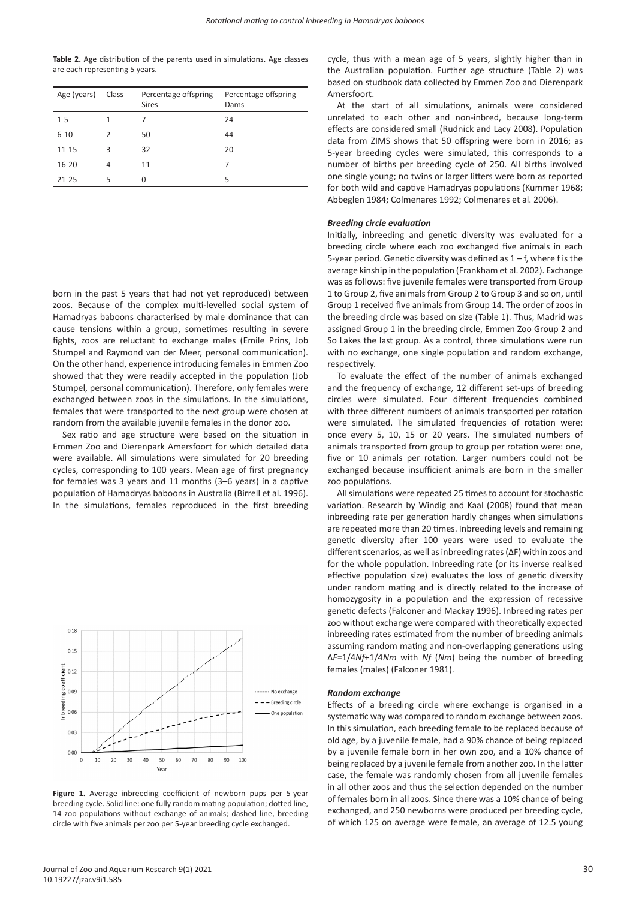**Table 2.** Age distribution of the parents used in simulations. Age classes are each representing 5 years.

| Age (years) | Class | Percentage offspring Sires | Percentage offspring Dams |
|---|---|---|---|
| 1-5 | 1 | 7 | 24 |
| 6-10 | 2 | 50 | 44 |
| 11-15 | 3 | 32 | 20 |
| 16-20 | 4 | 11 | 7 |
| 21-25 | 5 | 0 | 5 |

born in the past 5 years that had not yet reproduced) between zoos. Because of the complex multi-levelled social system of Hamadryas baboons characterised by male dominance that can cause tensions within a group, sometimes resulting in severe fights, zoos are reluctant to exchange males (Emile Prins, Job Stumpel and Raymond van der Meer, personal communication). On the other hand, experience introducing females in Emmen Zoo showed that they were readily accepted in the population (Job Stumpel, personal communication). Therefore, only females were exchanged between zoos in the simulations. In the simulations, females that were transported to the next group were chosen at random from the available juvenile females in the donor zoo.

Sex ratio and age structure were based on the situation in Emmen Zoo and Dierenpark Amersfoort for which detailed data were available. All simulations were simulated for 20 breeding cycles, corresponding to 100 years. Mean age of first pregnancy for females was 3 years and 11 months (3–6 years) in a captive population of Hamadryas baboons in Australia (Birrell et al. 1996). In the simulations, females reproduced in the first breeding cycle, thus with a mean age of 5 years, slightly higher than in the Australian population. Further age structure (Table 2) was based on studbook data collected by Emmen Zoo and Dierenpark Amersfoort.

At the start of all simulations, animals were considered unrelated to each other and non-inbred, because long-term effects are considered small (Rudnick and Lacy 2008). Population data from ZIMS shows that 50 offspring were born in 2016; as 5-year breeding cycles were simulated, this corresponds to a number of births per breeding cycle of 250. All births involved one single young; no twins or larger litters were born as reported for both wild and captive Hamadryas populations (Kummer 1968; Abbeglen 1984; Colmenares 1992; Colmenares et al. 2006).

**Figure 1.** Average inbreeding coefficient of newborn pups per 5-year breeding cycle. Solid line: one fully random mating population; dotted line, 14 zoo populations without exchange of animals; dashed line, breeding circle with five animals per zoo per 5-year breeding cycle exchanged.

#### *Breeding circle evaluation*

Initially, inbreeding and genetic diversity was evaluated for a breeding circle where each zoo exchanged five animals in each 5-year period. Genetic diversity was defined as $1 - f$, where f is the average kinship in the population (Frankham et al. 2002). Exchange was as follows: five juvenile females were transported from Group 1 to Group 2, five animals from Group 2 to Group 3 and so on, until Group 1 received five animals from Group 14. The order of zoos in the breeding circle was based on size (Table 1). Thus, Madrid was assigned Group 1 in the breeding circle, Emmen Zoo Group 2 and So Lakes the last group. As a control, three simulations were run with no exchange, one single population and random exchange, respectively.

To evaluate the effect of the number of animals exchanged and the frequency of exchange, 12 different set-ups of breeding circles were simulated. Four different frequencies combined with three different numbers of animals transported per rotation were simulated. The simulated frequencies of rotation were: once every 5, 10, 15 or 20 years. The simulated numbers of animals transported from group to group per rotation were: one, five or 10 animals per rotation. Larger numbers could not be exchanged because insufficient animals are born in the smaller zoo populations.

All simulations were repeated 25 times to account for stochastic variation. Research by Windig and Kaal (2008) found that mean inbreeding rate per generation hardly changes when simulations are repeated more than 20 times. Inbreeding levels and remaining genetic diversity after 100 years were used to evaluate the different scenarios, as well as inbreeding rates (ΔF) within zoos and for the whole population. Inbreeding rate (or its inverse realised effective population size) evaluates the loss of genetic diversity under random mating and is directly related to the increase of homozygosity in a population and the expression of recessive genetic defects (Falconer and Mackay 1996). Inbreeding rates per zoo without exchange were compared with theoretically expected inbreeding rates estimated from the number of breeding animals assuming random mating and non-overlapping generations using $\Delta F = 1/4Nf + 1/4Nm$ with $Nf$ ($Nm$) being the number of breeding females (males) (Falconer 1981).

#### *Random exchange*

Effects of a breeding circle where exchange is organised in a systematic way was compared to random exchange between zoos. In this simulation, each breeding female to be replaced because of old age, by a juvenile female, had a 90% chance of being replaced by a juvenile female born in her own zoo, and a 10% chance of being replaced by a juvenile female from another zoo. In the latter case, the female was randomly chosen from all juvenile females in all other zoos and thus the selection depended on the number of females born in all zoos. Since there was a 10% chance of being exchanged, and 250 newborns were produced per breeding cycle, of which 125 on average were female, an average of 12.5 young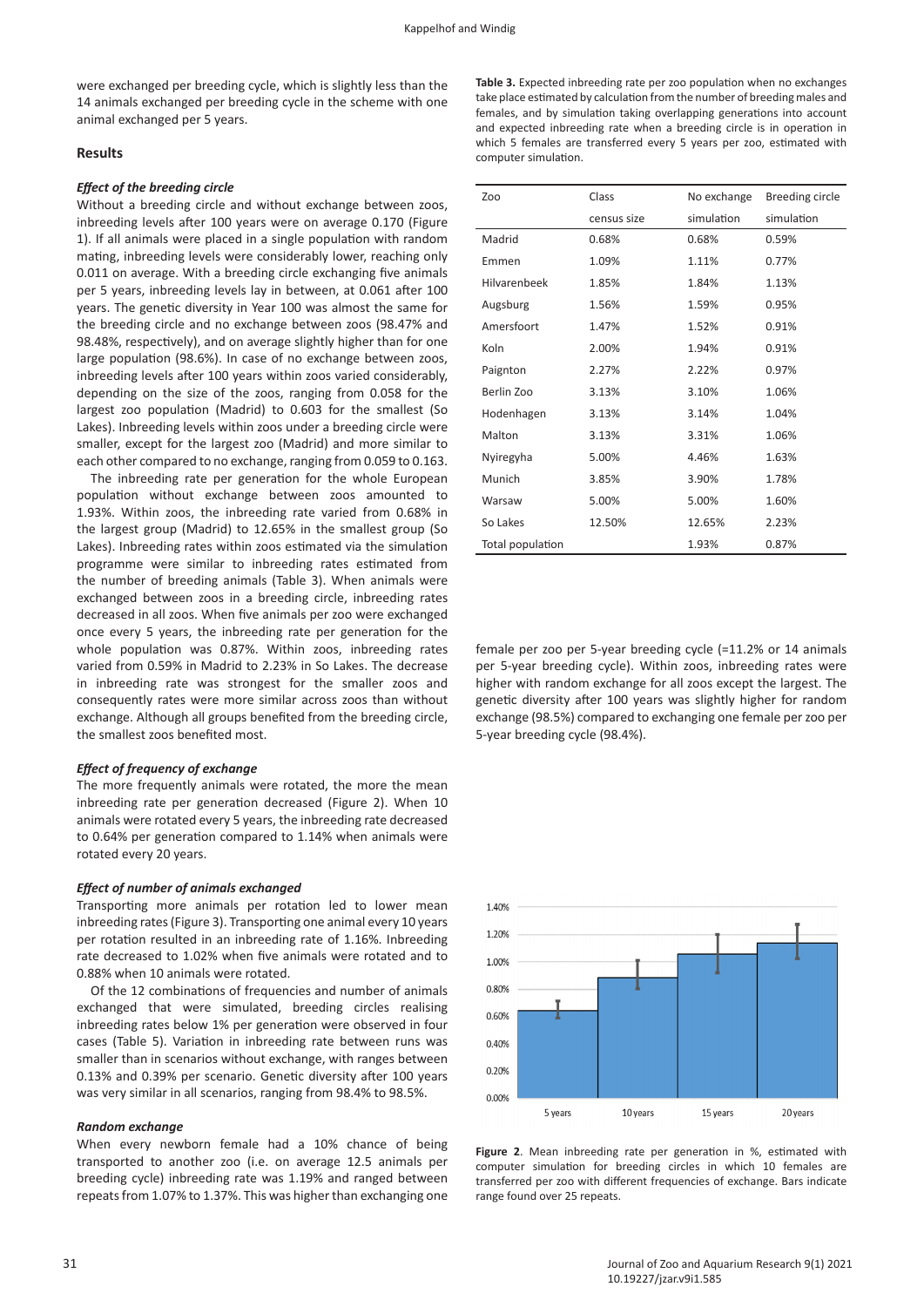were exchanged per breeding cycle, which is slightly less than the 14 animals exchanged per breeding cycle in the scheme with one animal exchanged per 5 years.

## Results

### *Effect of the breeding circle*

Without a breeding circle and without exchange between zoos, inbreeding levels after 100 years were on average 0.170 (Figure 1). If all animals were placed in a single population with random mating, inbreeding levels were considerably lower, reaching only 0.011 on average. With a breeding circle exchanging five animals per 5 years, inbreeding levels lay in between, at 0.061 after 100 years. The genetic diversity in Year 100 was almost the same for the breeding circle and no exchange between zoos (98.47% and 98.48%, respectively), and on average slightly higher than for one large population (98.6%). In case of no exchange between zoos, inbreeding levels after 100 years within zoos varied considerably, depending on the size of the zoos, ranging from 0.058 for the largest zoo population (Madrid) to 0.603 for the smallest (So Lakes). Inbreeding levels within zoos under a breeding circle were smaller, except for the largest zoo (Madrid) and more similar to each other compared to no exchange, ranging from 0.059 to 0.163.

The inbreeding rate per generation for the whole European population without exchange between zoos amounted to 1.93%. Within zoos, the inbreeding rate varied from 0.68% in the largest group (Madrid) to 12.65% in the smallest group (So Lakes). Inbreeding rates within zoos estimated via the simulation programme were similar to inbreeding rates estimated from the number of breeding animals (Table 3). When animals were exchanged between zoos in a breeding circle, inbreeding rates decreased in all zoos. When five animals per zoo were exchanged once every 5 years, the inbreeding rate per generation for the whole population was 0.87%. Within zoos, inbreeding rates varied from 0.59% in Madrid to 2.23% in So Lakes. The decrease in inbreeding rate was strongest for the smaller zoos and consequently rates were more similar across zoos than without exchange. Although all groups benefited from the breeding circle, the smallest zoos benefited most.

**Table 3.** Expected inbreeding rate per zoo population when no exchanges take place estimated by calculation from the number of breeding males and females, and by simulation taking overlapping generations into account and expected inbreeding rate when a breeding circle is in operation in which 5 females are transferred every 5 years per zoo, estimated with computer simulation.

| Zoo | Class census size | No exchange simulation | Breeding circle simulation |
|---|---|---|---|
| Madrid | 0.68% | 0.68% | 0.59% |
| Emmen | 1.09% | 1.11% | 0.77% |
| Hilvarenbeek | 1.85% | 1.84% | 1.13% |
| Augsburg | 1.56% | 1.59% | 0.95% |
| Amersfoort | 1.47% | 1.52% | 0.91% |
| Koln | 2.00% | 1.94% | 0.91% |
| Paignton | 2.27% | 2.22% | 0.97% |
| Berlin Zoo | 3.13% | 3.10% | 1.06% |
| Hodenhagen | 3.13% | 3.14% | 1.04% |
| Malton | 3.13% | 3.31% | 1.06% |
| Nyiregyha | 5.00% | 4.46% | 1.63% |
| Munich | 3.85% | 3.90% | 1.78% |
| Warsaw | 5.00% | 5.00% | 1.60% |
| So Lakes | 12.50% | 12.65% | 2.23% |
| Total population | | 1.93% | 0.87% |

### *Effect of frequency of exchange*

The more frequently animals were rotated, the more the mean inbreeding rate per generation decreased (Figure 2). When 10 animals were rotated every 5 years, the inbreeding rate decreased to 0.64% per generation compared to 1.14% when animals were rotated every 20 years.

### *Effect of number of animals exchanged*

Transporting more animals per rotation led to lower mean inbreeding rates (Figure 3). Transporting one animal every 10 years per rotation resulted in an inbreeding rate of 1.16%. Inbreeding rate decreased to 1.02% when five animals were rotated and to 0.88% when 10 animals were rotated.

Of the 12 combinations of frequencies and number of animals exchanged that were simulated, breeding circles realising inbreeding rates below 1% per generation were observed in four cases (Table 5). Variation in inbreeding rate between runs was smaller than in scenarios without exchange, with ranges between 0.13% and 0.39% per scenario. Genetic diversity after 100 years was very similar in all scenarios, ranging from 98.4% to 98.5%.

### *Random exchange*

When every newborn female had a 10% chance of being transported to another zoo (i.e. on average 12.5 animals per breeding cycle) inbreeding rate was 1.19% and ranged between repeats from 1.07% to 1.37%. This was higher than exchanging one female per zoo per 5-year breeding cycle (=11.2% or 14 animals per 5-year breeding cycle). Within zoos, inbreeding rates were higher with random exchange for all zoos except the largest. The genetic diversity after 100 years was slightly higher for random exchange (98.5%) compared to exchanging one female per zoo per 5-year breeding cycle (98.4%).

**Figure 2**. Mean inbreeding rate per generation in %, estimated with computer simulation for breeding circles in which 10 females are transferred per zoo with different frequencies of exchange. Bars indicate range found over 25 repeats.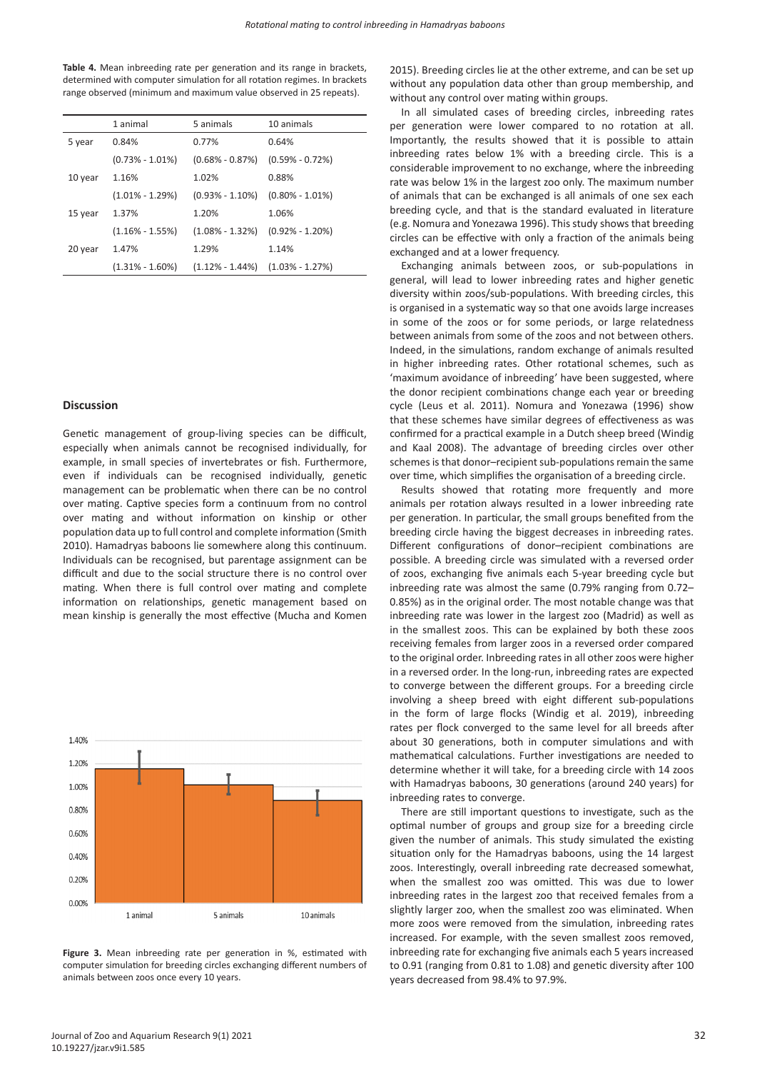**Table 4.** Mean inbreeding rate per generation and its range in brackets, determined with computer simulation for all rotation regimes. In brackets range observed (minimum and maximum value observed in 25 repeats).

| | 1 animal | 5 animals | 10 animals |
|---|---|---|---|
| 5 year | 0.84% | 0.77% | 0.64% |
| | (0.73% - 1.01%) | (0.68% - 0.87%) | (0.59% - 0.72%) |
| 10 year | 1.16% | 1.02% | 0.88% |
| | (1.01% - 1.29%) | (0.93% - 1.10%) | (0.80% - 1.01%) |
| 15 year | 1.37% | 1.20% | 1.06% |
| | (1.16% - 1.55%) | (1.08% - 1.32%) | (0.92% - 1.20%) |
| 20 year | 1.47% | 1.29% | 1.14% |
| | (1.31% - 1.60%) | (1.12% - 1.44%) | (1.03% - 1.27%) |

## Discussion

Genetic management of group-living species can be difficult, especially when animals cannot be recognised individually, for example, in small species of invertebrates or fish. Furthermore, even if individuals can be recognised individually, genetic management can be problematic when there can be no control over mating. Captive species form a continuum from no control over mating and without information on kinship or other population data up to full control and complete information (Smith 2010). Hamadryas baboons lie somewhere along this continuum. Individuals can be recognised, but parentage assignment can be difficult and due to the social structure there is no control over mating. When there is full control over mating and complete information on relationships, genetic management based on mean kinship is generally the most effective (Mucha and Komen 2015). Breeding circles lie at the other extreme, and can be set up without any population data other than group membership, and without any control over mating within groups.

**Figure 3.** Mean inbreeding rate per generation in %, estimated with computer simulation for breeding circles exchanging different numbers of animals between zoos once every 10 years.

In all simulated cases of breeding circles, inbreeding rates per generation were lower compared to no rotation at all. Importantly, the results showed that it is possible to attain inbreeding rates below 1% with a breeding circle. This is a considerable improvement to no exchange, where the inbreeding rate was below 1% in the largest zoo only. The maximum number of animals that can be exchanged is all animals of one sex each breeding cycle, and that is the standard evaluated in literature (e.g. Nomura and Yonezawa 1996). This study shows that breeding circles can be effective with only a fraction of the animals being exchanged and at a lower frequency.

Exchanging animals between zoos, or sub-populations in general, will lead to lower inbreeding rates and higher genetic diversity within zoos/sub-populations. With breeding circles, this is organised in a systematic way so that one avoids large increases in some of the zoos or for some periods, or large relatedness between animals from some of the zoos and not between others. Indeed, in the simulations, random exchange of animals resulted in higher inbreeding rates. Other rotational schemes, such as 'maximum avoidance of inbreeding' have been suggested, where the donor recipient combinations change each year or breeding cycle (Leus et al. 2011). Nomura and Yonezawa (1996) show that these schemes have similar degrees of effectiveness as was confirmed for a practical example in a Dutch sheep breed (Windig and Kaal 2008). The advantage of breeding circles over other schemes is that donor–recipient sub-populations remain the same over time, which simplifies the organisation of a breeding circle.

Results showed that rotating more frequently and more animals per rotation always resulted in a lower inbreeding rate per generation. In particular, the small groups benefited from the breeding circle having the biggest decreases in inbreeding rates. Different configurations of donor–recipient combinations are possible. A breeding circle was simulated with a reversed order of zoos, exchanging five animals each 5-year breeding cycle but inbreeding rate was almost the same (0.79% ranging from 0.72–0.85%) as in the original order. The most notable change was that inbreeding rate was lower in the largest zoo (Madrid) as well as in the smallest zoos. This can be explained by both these zoos receiving females from larger zoos in a reversed order compared to the original order. Inbreeding rates in all other zoos were higher in a reversed order. In the long-run, inbreeding rates are expected to converge between the different groups. For a breeding circle involving a sheep breed with eight different sub-populations in the form of large flocks (Windig et al. 2019), inbreeding rates per flock converged to the same level for all breeds after about 30 generations, both in computer simulations and with mathematical calculations. Further investigations are needed to determine whether it will take, for a breeding circle with 14 zoos with Hamadryas baboons, 30 generations (around 240 years) for inbreeding rates to converge.

There are still important questions to investigate, such as the optimal number of groups and group size for a breeding circle given the number of animals. This study simulated the existing situation only for the Hamadryas baboons, using the 14 largest zoos. Interestingly, overall inbreeding rate decreased somewhat, when the smallest zoo was omitted. This was due to lower inbreeding rates in the largest zoo that received females from a slightly larger zoo, when the smallest zoo was eliminated. When more zoos were removed from the simulation, inbreeding rates increased. For example, with the seven smallest zoos removed, inbreeding rate for exchanging five animals each 5 years increased to 0.91 (ranging from 0.81 to 1.08) and genetic diversity after 100 years decreased from 98.4% to 97.9%.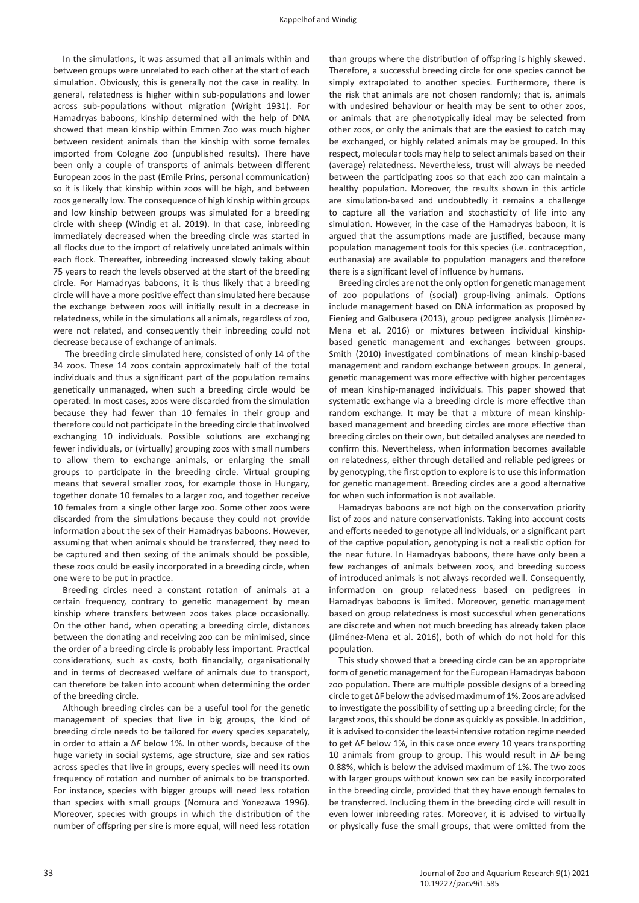In the simulations, it was assumed that all animals within and between groups were unrelated to each other at the start of each simulation. Obviously, this is generally not the case in reality. In general, relatedness is higher within sub-populations and lower across sub-populations without migration (Wright 1931). For Hamadryas baboons, kinship determined with the help of DNA showed that mean kinship within Emmen Zoo was much higher between resident animals than the kinship with some females imported from Cologne Zoo (unpublished results). There have been only a couple of transports of animals between different European zoos in the past (Emile Prins, personal communication) so it is likely that kinship within zoos will be high, and between zoos generally low. The consequence of high kinship within groups and low kinship between groups was simulated for a breeding circle with sheep (Windig et al. 2019). In that case, inbreeding immediately decreased when the breeding circle was started in all flocks due to the import of relatively unrelated animals within each flock. Thereafter, inbreeding increased slowly taking about 75 years to reach the levels observed at the start of the breeding circle. For Hamadryas baboons, it is thus likely that a breeding circle will have a more positive effect than simulated here because the exchange between zoos will initially result in a decrease in relatedness, while in the simulations all animals, regardless of zoo, were not related, and consequently their inbreeding could not decrease because of exchange of animals.

The breeding circle simulated here, consisted of only 14 of the 34 zoos. These 14 zoos contain approximately half of the total individuals and thus a significant part of the population remains genetically unmanaged, when such a breeding circle would be operated. In most cases, zoos were discarded from the simulation because they had fewer than 10 females in their group and therefore could not participate in the breeding circle that involved exchanging 10 individuals. Possible solutions are exchanging fewer individuals, or (virtually) grouping zoos with small numbers to allow them to exchange animals, or enlarging the small groups to participate in the breeding circle. Virtual grouping means that several smaller zoos, for example those in Hungary, together donate 10 females to a larger zoo, and together receive 10 females from a single other large zoo. Some other zoos were discarded from the simulations because they could not provide information about the sex of their Hamadryas baboons. However, assuming that when animals should be transferred, they need to be captured and then sexing of the animals should be possible, these zoos could be easily incorporated in a breeding circle, when one were to be put in practice.

Breeding circles need a constant rotation of animals at a certain frequency, contrary to genetic management by mean kinship where transfers between zoos takes place occasionally. On the other hand, when operating a breeding circle, distances between the donating and receiving zoo can be minimised, since the order of a breeding circle is probably less important. Practical considerations, such as costs, both financially, organisationally and in terms of decreased welfare of animals due to transport, can therefore be taken into account when determining the order of the breeding circle.

Although breeding circles can be a useful tool for the genetic management of species that live in big groups, the kind of breeding circle needs to be tailored for every species separately, in order to attain a Δ*F* below 1%. In other words, because of the huge variety in social systems, age structure, size and sex ratios across species that live in groups, every species will need its own frequency of rotation and number of animals to be transported. For instance, species with bigger groups will need less rotation than species with small groups (Nomura and Yonezawa 1996). Moreover, species with groups in which the distribution of the number of offspring per sire is more equal, will need less rotation than groups where the distribution of offspring is highly skewed. Therefore, a successful breeding circle for one species cannot be simply extrapolated to another species. Furthermore, there is the risk that animals are not chosen randomly; that is, animals with undesired behaviour or health may be sent to other zoos, or animals that are phenotypically ideal may be selected from other zoos, or only the animals that are the easiest to catch may be exchanged, or highly related animals may be grouped. In this respect, molecular tools may help to select animals based on their (average) relatedness. Nevertheless, trust will always be needed between the participating zoos so that each zoo can maintain a healthy population. Moreover, the results shown in this article are simulation-based and undoubtedly it remains a challenge to capture all the variation and stochasticity of life into any simulation. However, in the case of the Hamadryas baboon, it is argued that the assumptions made are justified, because many population management tools for this species (i.e. contraception, euthanasia) are available to population managers and therefore there is a significant level of influence by humans.

Breeding circles are not the only option for genetic management of zoo populations of (social) group-living animals. Options include management based on DNA information as proposed by Fienieg and Galbusera (2013), group pedigree analysis (Jiménez-Mena et al. 2016) or mixtures between individual kinship-based genetic management and exchanges between groups. Smith (2010) investigated combinations of mean kinship-based management and random exchange between groups. In general, genetic management was more effective with higher percentages of mean kinship-managed individuals. This paper showed that systematic exchange via a breeding circle is more effective than random exchange. It may be that a mixture of mean kinship-based management and breeding circles are more effective than breeding circles on their own, but detailed analyses are needed to confirm this. Nevertheless, when information becomes available on relatedness, either through detailed and reliable pedigrees or by genotyping, the first option to explore is to use this information for genetic management. Breeding circles are a good alternative for when such information is not available.

Hamadryas baboons are not high on the conservation priority list of zoos and nature conservationists. Taking into account costs and efforts needed to genotype all individuals, or a significant part of the captive population, genotyping is not a realistic option for the near future. In Hamadryas baboons, there have only been a few exchanges of animals between zoos, and breeding success of introduced animals is not always recorded well. Consequently, information on group relatedness based on pedigrees in Hamadryas baboons is limited. Moreover, genetic management based on group relatedness is most successful when generations are discrete and when not much breeding has already taken place (Jiménez-Mena et al. 2016), both of which do not hold for this population.

This study showed that a breeding circle can be an appropriate form of genetic management for the European Hamadryas baboon zoo population. There are multiple possible designs of a breeding circle to get Δ*F* below the advised maximum of 1%. Zoos are advised to investigate the possibility of setting up a breeding circle; for the largest zoos, this should be done as quickly as possible. In addition, it is advised to consider the least-intensive rotation regime needed to get Δ*F* below 1%, in this case once every 10 years transporting 10 animals from group to group. This would result in Δ*F* being 0.88%, which is below the advised maximum of 1%. The two zoos with larger groups without known sex can be easily incorporated in the breeding circle, provided that they have enough females to be transferred. Including them in the breeding circle will result in even lower inbreeding rates. Moreover, it is advised to virtually or physically fuse the small groups, that were omitted from the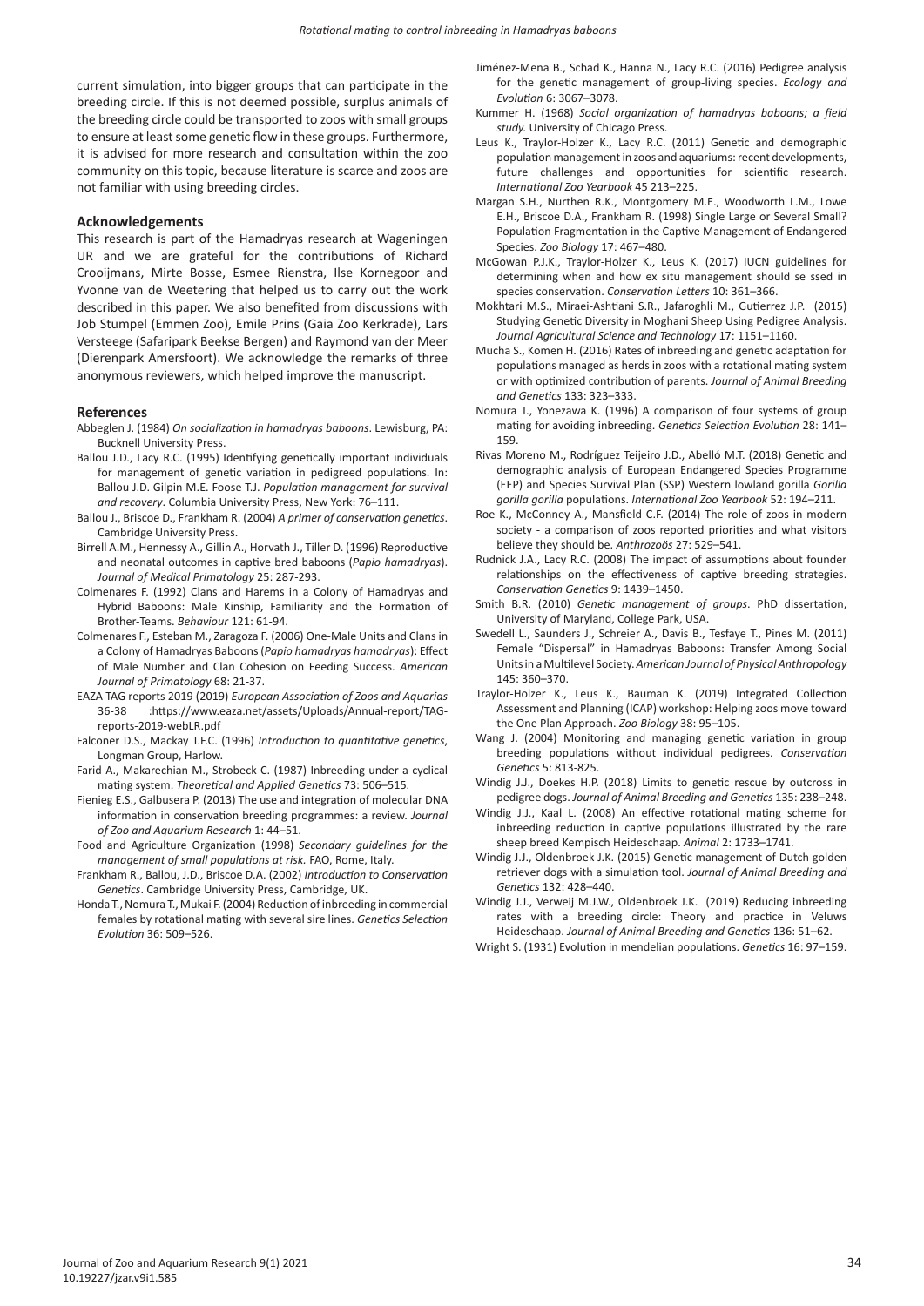current simulation, into bigger groups that can participate in the breeding circle. If this is not deemed possible, surplus animals of the breeding circle could be transported to zoos with small groups to ensure at least some genetic flow in these groups. Furthermore, it is advised for more research and consultation within the zoo community on this topic, because literature is scarce and zoos are not familiar with using breeding circles.

### Acknowledgements

This research is part of the Hamadryas research at Wageningen UR and we are grateful for the contributions of Richard Crooijmans, Mirte Bosse, Esmee Rienstra, Ilse Kornegoor and Yvonne van de Weetering that helped us to carry out the work described in this paper. We also benefited from discussions with Job Stumpel (Emmen Zoo), Emile Prins (Gaia Zoo Kerkrade), Lars Versteege (Safaripark Beekse Bergen) and Raymond van der Meer (Dierenpark Amersfoort). We acknowledge the remarks of three anonymous reviewers, which helped improve the manuscript.

### References

Abbeglen J. (1984) *On socialization in hamadryas baboons*. Lewisburg, PA: Bucknell University Press.

Ballou J.D., Lacy R.C. (1995) Identifying genetically important individuals for management of genetic variation in pedigreed populations. In: Ballou J.D. Gilpin M.E. Foose T.J. *Population management for survival and recovery*. Columbia University Press, New York: 76–111.

Ballou J., Briscoe D., Frankham R. (2004) *A primer of conservation genetics*. Cambridge University Press.

Birrell A.M., Hennessy A., Gillin A., Horvath J., Tiller D. (1996) Reproductive and neonatal outcomes in captive bred baboons (*Papio hamadryas*). *Journal of Medical Primatology* 25: 287-293.

Colmenares F. (1992) Clans and Harems in a Colony of Hamadryas and Hybrid Baboons: Male Kinship, Familiarity and the Formation of Brother-Teams. *Behaviour* 121: 61-94.

Colmenares F., Esteban M., Zaragoza F. (2006) One-Male Units and Clans in a Colony of Hamadryas Baboons (*Papio hamadryas hamadryas*): Effect of Male Number and Clan Cohesion on Feeding Success. *American Journal of Primatology* 68: 21-37.

EAZA TAG reports 2019 (2019) *European Association of Zoos and Aquarias* 36-38 :https://www.eaza.net/assets/Uploads/Annual-report/TAG-reports-2019-webLR.pdf

Falconer D.S., Mackay T.F.C. (1996) *Introduction to quantitative genetics*, Longman Group, Harlow.

Farid A., Makarechian M., Strobeck C. (1987) Inbreeding under a cyclical mating system. *Theoretical and Applied Genetics* 73: 506–515.

Fienieg E.S., Galbusera P. (2013) The use and integration of molecular DNA information in conservation breeding programmes: a review. *Journal of Zoo and Aquarium Research* 1: 44–51.

Food and Agriculture Organization (1998) *Secondary guidelines for the management of small populations at risk.* FAO, Rome, Italy.

Frankham R., Ballou, J.D., Briscoe D.A. (2002) *Introduction to Conservation Genetics*. Cambridge University Press, Cambridge, UK.

Honda T., Nomura T., Mukai F. (2004) Reduction of inbreeding in commercial females by rotational mating with several sire lines. *Genetics Selection Evolution* 36: 509–526.

Jiménez-Mena B., Schad K., Hanna N., Lacy R.C. (2016) Pedigree analysis for the genetic management of group-living species. *Ecology and Evolution* 6: 3067–3078.

Kummer H. (1968) *Social organization of hamadryas baboons; a field study.* University of Chicago Press.

Leus K., Traylor-Holzer K., Lacy R.C. (2011) Genetic and demographic population management in zoos and aquariums: recent developments, future challenges and opportunities for scientific research. *International Zoo Yearbook* 45 213–225.

Margan S.H., Nurthen R.K., Montgomery M.E., Woodworth L.M., Lowe E.H., Briscoe D.A., Frankham R. (1998) Single Large or Several Small? Population Fragmentation in the Captive Management of Endangered Species. *Zoo Biology* 17: 467–480.

McGowan P.J.K., Traylor-Holzer K., Leus K. (2017) IUCN guidelines for determining when and how ex situ management should se ssed in species conservation. *Conservation Letters* 10: 361–366.

Mokhtari M.S., Miraei-Ashtiani S.R., Jafaroghli M., Gutierrez J.P. (2015) Studying Genetic Diversity in Moghani Sheep Using Pedigree Analysis. *Journal Agricultural Science and Technology* 17: 1151–1160.

Mucha S., Komen H. (2016) Rates of inbreeding and genetic adaptation for populations managed as herds in zoos with a rotational mating system or with optimized contribution of parents. *Journal of Animal Breeding and Genetics* 133: 323–333.

Nomura T., Yonezawa K. (1996) A comparison of four systems of group mating for avoiding inbreeding. *Genetics Selection Evolution* 28: 141–159.

Rivas Moreno M., Rodríguez Teijeiro J.D., Abelló M.T. (2018) Genetic and demographic analysis of European Endangered Species Programme (EEP) and Species Survival Plan (SSP) Western lowland gorilla *Gorilla gorilla gorilla* populations. *International Zoo Yearbook* 52: 194–211.

Roe K., McConney A., Mansfield C.F. (2014) The role of zoos in modern society - a comparison of zoos reported priorities and what visitors believe they should be. *Anthrozoös* 27: 529–541.

Rudnick J.A., Lacy R.C. (2008) The impact of assumptions about founder relationships on the effectiveness of captive breeding strategies. *Conservation Genetics* 9: 1439–1450.

Smith B.R. (2010) *Genetic management of groups*. PhD dissertation, University of Maryland, College Park, USA.

Swedell L., Saunders J., Schreier A., Davis B., Tesfaye T., Pines M. (2011) Female "Dispersal" in Hamadryas Baboons: Transfer Among Social Units in a Multilevel Society. *American Journal of Physical Anthropology* 145: 360–370.

Traylor-Holzer K., Leus K., Bauman K. (2019) Integrated Collection Assessment and Planning (ICAP) workshop: Helping zoos move toward the One Plan Approach. *Zoo Biology* 38: 95–105.

Wang J. (2004) Monitoring and managing genetic variation in group breeding populations without individual pedigrees. *Conservation Genetics* 5: 813-825.

Windig J.J., Doekes H.P. (2018) Limits to genetic rescue by outcross in pedigree dogs. *Journal of Animal Breeding and Genetics* 135: 238–248.

Windig J.J., Kaal L. (2008) An effective rotational mating scheme for inbreeding reduction in captive populations illustrated by the rare sheep breed Kempisch Heideschaap. *Animal* 2: 1733–1741.

Windig J.J., Oldenbroek J.K. (2015) Genetic management of Dutch golden retriever dogs with a simulation tool. *Journal of Animal Breeding and Genetics* 132: 428–440.

Windig J.J., Verweij M.J.W., Oldenbroek J.K. (2019) Reducing inbreeding rates with a breeding circle: Theory and practice in Veluws Heideschaap. *Journal of Animal Breeding and Genetics* 136: 51–62.

Wright S. (1931) Evolution in mendelian populations. *Genetics* 16: 97–159.